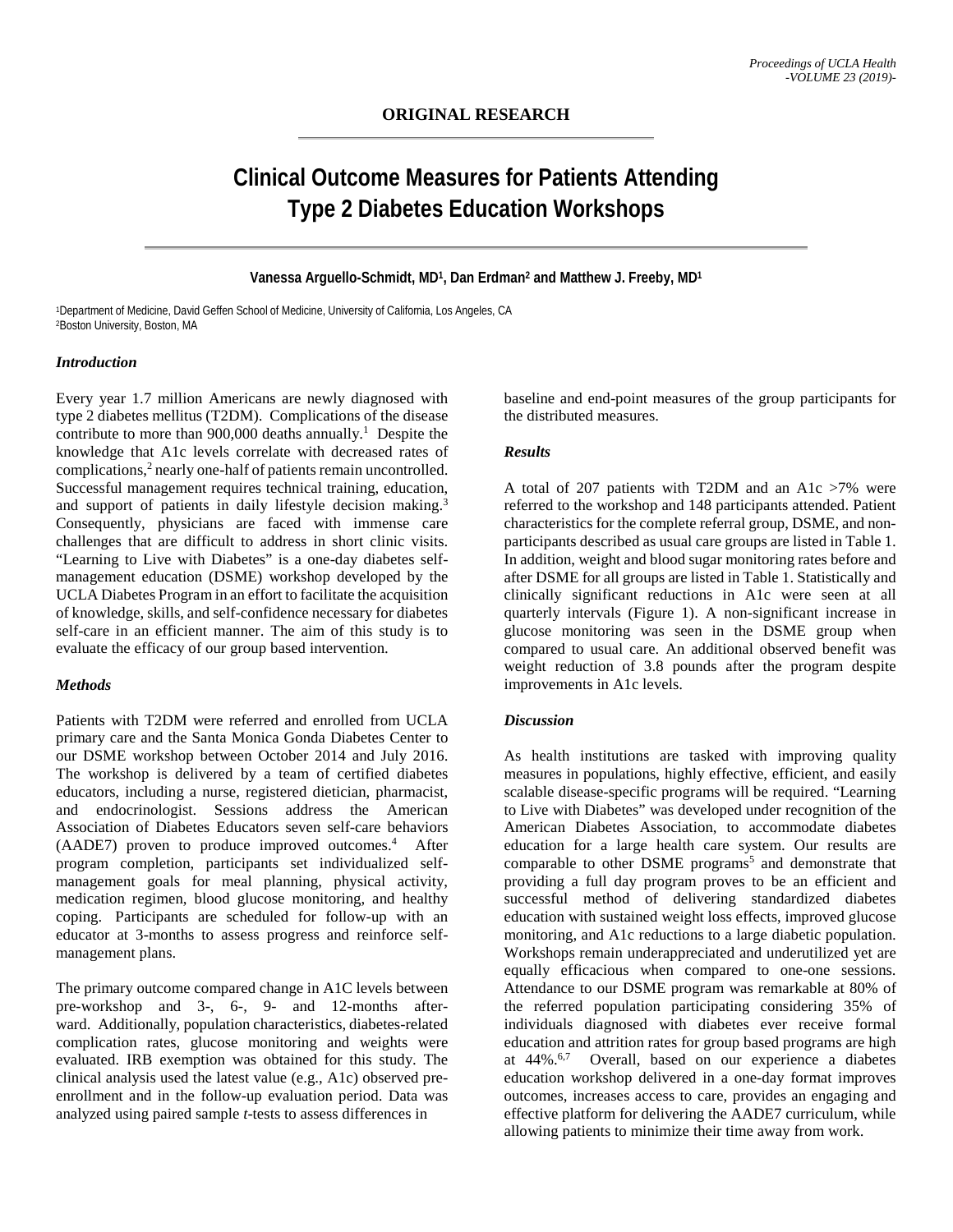**ORIGINAL RESEARCH**

# Clinical Outcome Measures for Patients Attending Type 2 Diabetes Education Workshops

**Vanessa Arguello-Schmidt, MD[1], Dan Erdman[2] and Matthew J. Freeby, MD[1]**

[1]Department of Medicine, David Geffen School of Medicine, University of California, Los Angeles, CA
[2]Boston University, Boston, MA

### *Introduction*

Every year 1.7 million Americans are newly diagnosed with type 2 diabetes mellitus (T2DM). Complications of the disease contribute to more than 900,000 deaths annually.[1] Despite the knowledge that A1c levels correlate with decreased rates of complications,[2] nearly one-half of patients remain uncontrolled. Successful management requires technical training, education, and support of patients in daily lifestyle decision making.[3] Consequently, physicians are faced with immense care challenges that are difficult to address in short clinic visits. "Learning to Live with Diabetes" is a one-day diabetes self-management education (DSME) workshop developed by the UCLA Diabetes Program in an effort to facilitate the acquisition of knowledge, skills, and self-confidence necessary for diabetes self-care in an efficient manner. The aim of this study is to evaluate the efficacy of our group based intervention.

### *Methods*

Patients with T2DM were referred and enrolled from UCLA primary care and the Santa Monica Gonda Diabetes Center to our DSME workshop between October 2014 and July 2016. The workshop is delivered by a team of certified diabetes educators, including a nurse, registered dietician, pharmacist, and endocrinologist. Sessions address the American Association of Diabetes Educators seven self-care behaviors (AADE7) proven to produce improved outcomes.[4] After program completion, participants set individualized self-management goals for meal planning, physical activity, medication regimen, blood glucose monitoring, and healthy coping. Participants are scheduled for follow-up with an educator at 3-months to assess progress and reinforce self-management plans.

The primary outcome compared change in A1C levels between pre-workshop and 3-, 6-, 9- and 12-months afterward. Additionally, population characteristics, diabetes-related complication rates, glucose monitoring and weights were evaluated. IRB exemption was obtained for this study. The clinical analysis used the latest value (e.g., A1c) observed pre-enrollment and in the follow-up evaluation period. Data was analyzed using paired sample *t*-tests to assess differences in baseline and end-point measures of the group participants for the distributed measures.

### *Results*

A total of 207 patients with T2DM and an A1c >7% were referred to the workshop and 148 participants attended. Patient characteristics for the complete referral group, DSME, and non-participants described as usual care groups are listed in Table 1. In addition, weight and blood sugar monitoring rates before and after DSME for all groups are listed in Table 1. Statistically and clinically significant reductions in A1c were seen at all quarterly intervals (Figure 1). A non-significant increase in glucose monitoring was seen in the DSME group when compared to usual care. An additional observed benefit was weight reduction of 3.8 pounds after the program despite improvements in A1c levels.

### *Discussion*

As health institutions are tasked with improving quality measures in populations, highly effective, efficient, and easily scalable disease-specific programs will be required. "Learning to Live with Diabetes" was developed under recognition of the American Diabetes Association, to accommodate diabetes education for a large health care system. Our results are comparable to other DSME programs[5] and demonstrate that providing a full day program proves to be an efficient and successful method of delivering standardized diabetes education with sustained weight loss effects, improved glucose monitoring, and A1c reductions to a large diabetic population. Workshops remain underappreciated and underutilized yet are equally efficacious when compared to one-one sessions. Attendance to our DSME program was remarkable at 80% of the referred population participating considering 35% of individuals diagnosed with diabetes ever receive formal education and attrition rates for group based programs are high at 44%.[6,7] Overall, based on our experience a diabetes education workshop delivered in a one-day format improves outcomes, increases access to care, provides an engaging and effective platform for delivering the AADE7 curriculum, while allowing patients to minimize their time away from work.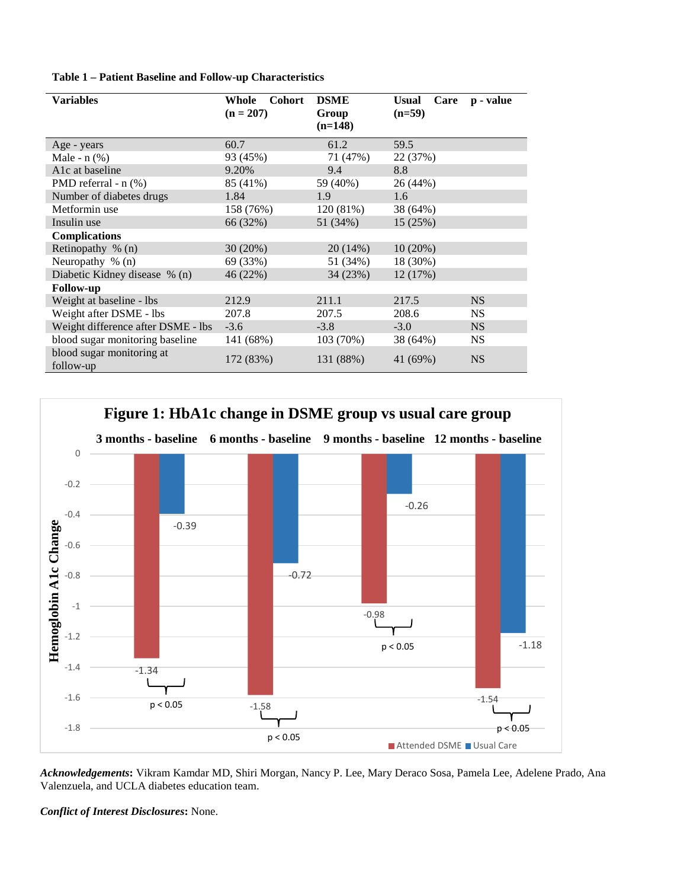**Table 1 – Patient Baseline and Follow-up Characteristics**

| Variables | Whole Cohort (n = 207) | DSME Group (n=148) | Usual Care (n=59) | p - value |
|---|---|---|---|---|
| Age - years | 60.7 | 61.2 | 59.5 | |
| Male - n (%) | 93 (45%) | 71 (47%) | 22 (37%) | |
| A1c at baseline | 9.20% | 9.4 | 8.8 | |
| PMD referral - n (%) | 85 (41%) | 59 (40%) | 26 (44%) | |
| Number of diabetes drugs | 1.84 | 1.9 | 1.6 | |
| Metformin use | 158 (76%) | 120 (81%) | 38 (64%) | |
| Insulin use | 66 (32%) | 51 (34%) | 15 (25%) | |
| **Complications** | | | | |
| Retinopathy % (n) | 30 (20%) | 20 (14%) | 10 (20%) | |
| Neuropathy % (n) | 69 (33%) | 51 (34%) | 18 (30%) | |
| Diabetic Kidney disease % (n) | 46 (22%) | 34 (23%) | 12 (17%) | |
| **Follow-up** | | | | |
| Weight at baseline - lbs | 212.9 | 211.1 | 217.5 | NS |
| Weight after DSME - lbs | 207.8 | 207.5 | 208.6 | NS |
| Weight difference after DSME - lbs | -3.6 | -3.8 | -3.0 | NS |
| blood sugar monitoring baseline | 141 (68%) | 103 (70%) | 38 (64%) | NS |
| blood sugar monitoring at follow-up | 172 (83%) | 131 (88%) | 41 (69%) | NS |

**Figure 1: HbA1c change in DSME group vs usual care group**

| Hemoglobin A1c Change | 3 months - baseline | 6 months - baseline | 9 months - baseline | 12 months - baseline |
|---|---|---|---|---|
| Attended DSME | -1.34 | -1.58 | -0.98 | -1.54 |
| Usual Care | -0.39 | -0.72 | -0.26 | -1.18 |
| | $p < 0.05$ | $p < 0.05$ | $p < 0.05$ | $p < 0.05$ |

***Acknowledgements*:** Vikram Kamdar MD, Shiri Morgan, Nancy P. Lee, Mary Deraco Sosa, Pamela Lee, Adelene Prado, Ana Valenzuela, and UCLA diabetes education team.

***Conflict of Interest Disclosures*:** None.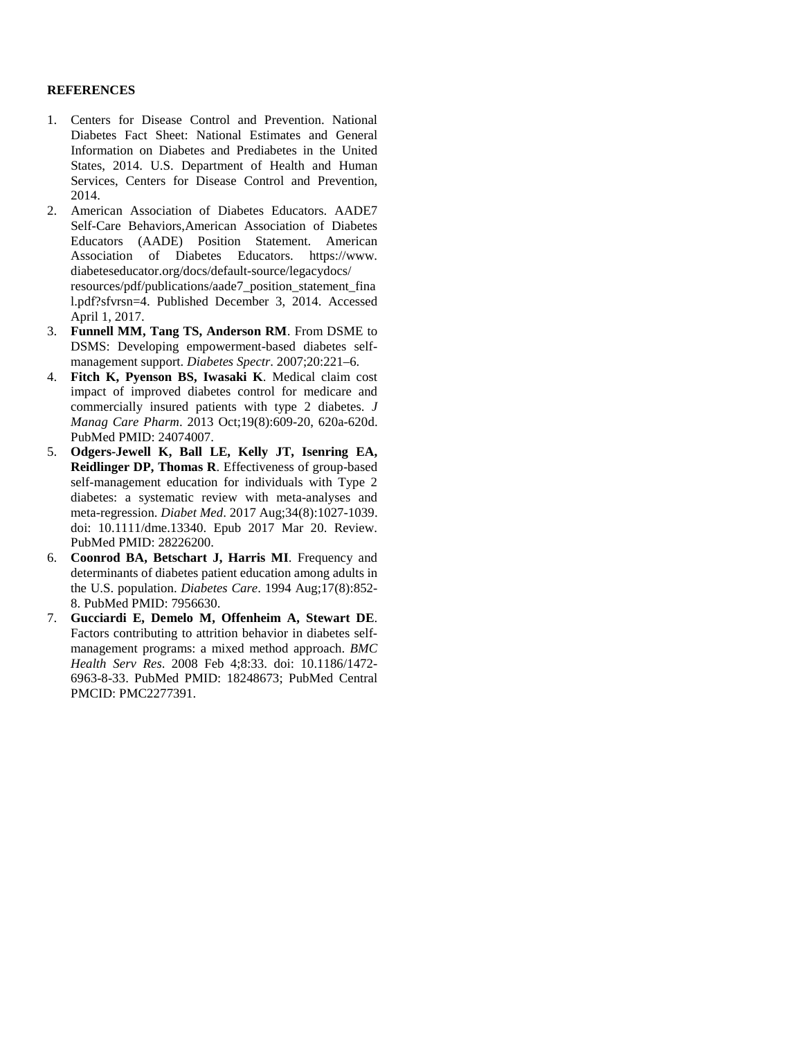**REFERENCES**

1. Centers for Disease Control and Prevention. National Diabetes Fact Sheet: National Estimates and General Information on Diabetes and Prediabetes in the United States, 2014. U.S. Department of Health and Human Services, Centers for Disease Control and Prevention, 2014.
2. American Association of Diabetes Educators. AADE7 Self-Care Behaviors,American Association of Diabetes Educators (AADE) Position Statement. American Association of Diabetes Educators. https://www.diabeteseducator.org/docs/default-source/legacydocs/resources/pdf/publications/aade7_position_statement_final.pdf?sfvrsn=4. Published December 3, 2014. Accessed April 1, 2017.
3. **Funnell MM, Tang TS, Anderson RM**. From DSME to DSMS: Developing empowerment-based diabetes self-management support. *Diabetes Spectr*. 2007;20:221–6.
4. **Fitch K, Pyenson BS, Iwasaki K**. Medical claim cost impact of improved diabetes control for medicare and commercially insured patients with type 2 diabetes. *J Manag Care Pharm*. 2013 Oct;19(8):609-20, 620a-620d. PubMed PMID: 24074007.
5. **Odgers-Jewell K, Ball LE, Kelly JT, Isenring EA, Reidlinger DP, Thomas R**. Effectiveness of group-based self-management education for individuals with Type 2 diabetes: a systematic review with meta-analyses and meta-regression. *Diabet Med*. 2017 Aug;34(8):1027-1039. doi: 10.1111/dme.13340. Epub 2017 Mar 20. Review. PubMed PMID: 28226200.
6. **Coonrod BA, Betschart J, Harris MI**. Frequency and determinants of diabetes patient education among adults in the U.S. population. *Diabetes Care*. 1994 Aug;17(8):852-8. PubMed PMID: 7956630.
7. **Gucciardi E, Demelo M, Offenheim A, Stewart DE**. Factors contributing to attrition behavior in diabetes self-management programs: a mixed method approach. *BMC Health Serv Res*. 2008 Feb 4;8:33. doi: 10.1186/1472-6963-8-33. PubMed PMID: 18248673; PubMed Central PMCID: PMC2277391.